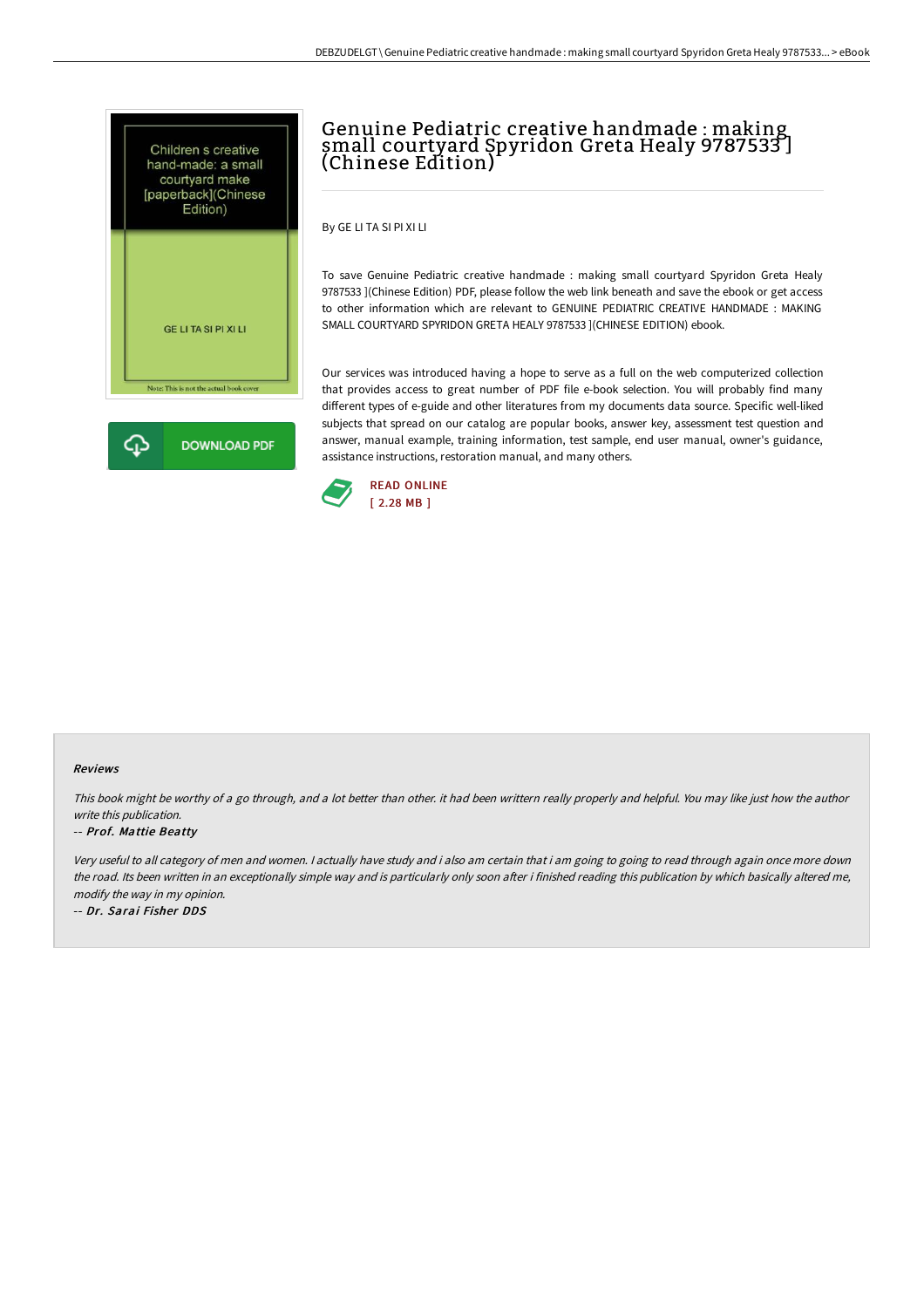# Genuine Pediatric creative handmade : making small courtyard Spyridon Greta Healy 9787533 ](Chinese Edition)

By GE LI TA SI PI XI LI

To save Genuine Pediatric creative handmade : making small courtyard Spyridon Greta Healy 9787533 ](Chinese Edition) PDF, please follow the web link beneath and save the ebook or get access to other information which are relevant to GENUINE PEDIATRIC CREATIVE HANDMADE : MAKING SMALL COURTYARD SPYRIDON GRETA HEALY 9787533 ](CHINESE EDITION) ebook.

Our services was introduced having a hope to serve as a full on the web computerized collection that provides access to great number of PDF file e-book selection. You will probably find many different types of e-guide and other literatures from my documents data source. Specific well-liked subjects that spread on our catalog are popular books, answer key, assessment test question and answer, manual example, training information, test sample, end user manual, owner's guidance, assistance instructions, restoration manual, and many others.

READ ONLINE
[ 2.28 MB ]

DOWNLOAD PDF

### Reviews

*This book might be worthy of a go through, and a lot better than other. it had been writtern really properly and helpful. You may like just how the author write this publication.*

-- *Prof. Mattie Beatty*

*Very useful to all category of men and women. I actually have study and i also am certain that i am going to going to read through again once more down the road. Its been written in an exceptionally simple way and is particularly only soon after i finished reading this publication by which basically altered me, modify the way in my opinion.*

-- *Dr. Sarai Fisher DDS*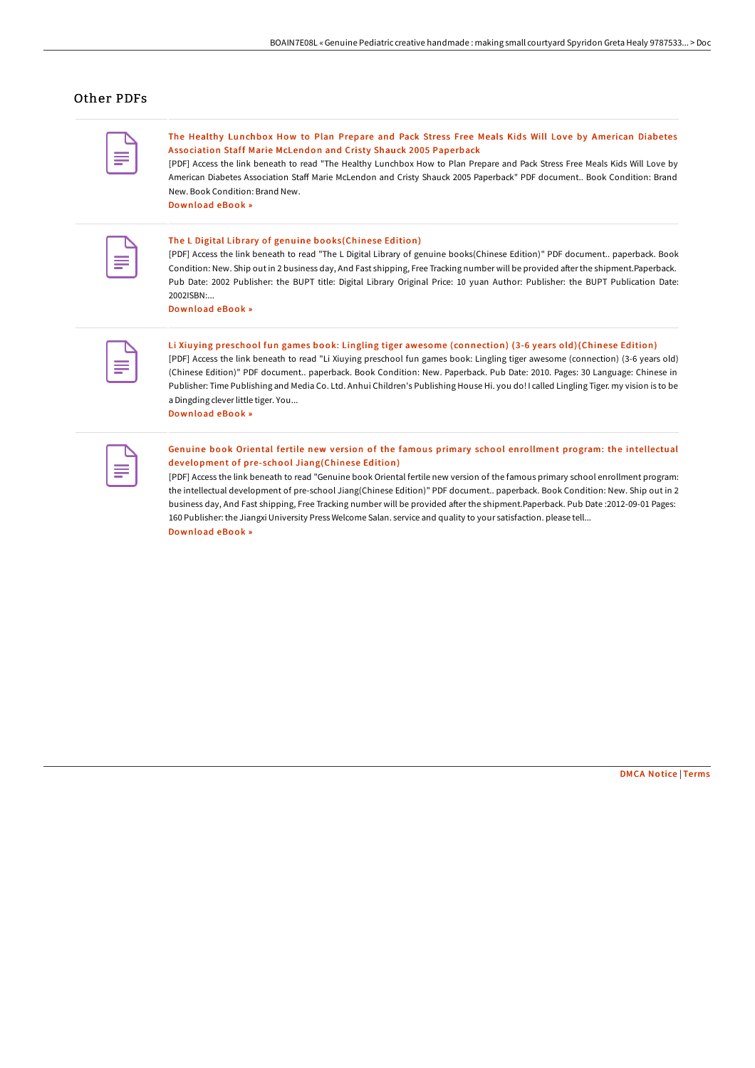## Other PDFs

**The Healthy Lunchbox How to Plan Prepare and Pack Stress Free Meals Kids Will Love by American Diabetes Association Staff Marie McLendon and Cristy Shauck 2005 Paperback**

[PDF] Access the link beneath to read "The Healthy Lunchbox How to Plan Prepare and Pack Stress Free Meals Kids Will Love by American Diabetes Association Staff Marie McLendon and Cristy Shauck 2005 Paperback" PDF document.. Book Condition: Brand New. Book Condition: Brand New.

Download eBook »

**The L Digital Library of genuine books(Chinese Edition)**

[PDF] Access the link beneath to read "The L Digital Library of genuine books(Chinese Edition)" PDF document.. paperback. Book Condition: New. Ship out in 2 business day, And Fast shipping, Free Tracking number will be provided after the shipment.Paperback. Pub Date: 2002 Publisher: the BUPT title: Digital Library Original Price: 10 yuan Author: Publisher: the BUPT Publication Date: 2002ISBN:...

Download eBook »

**Li Xiuying preschool fun games book: Lingling tiger awesome (connection) (3-6 years old)(Chinese Edition)**

[PDF] Access the link beneath to read "Li Xiuying preschool fun games book: Lingling tiger awesome (connection) (3-6 years old) (Chinese Edition)" PDF document.. paperback. Book Condition: New. Paperback. Pub Date: 2010. Pages: 30 Language: Chinese in Publisher: Time Publishing and Media Co. Ltd. Anhui Children's Publishing House Hi. you do! I called Lingling Tiger. my vision is to be a Dingding clever little tiger. You...

Download eBook »

**Genuine book Oriental fertile new version of the famous primary school enrollment program: the intellectual development of pre-school Jiang(Chinese Edition)**

[PDF] Access the link beneath to read "Genuine book Oriental fertile new version of the famous primary school enrollment program: the intellectual development of pre-school Jiang(Chinese Edition)" PDF document.. paperback. Book Condition: New. Ship out in 2 business day, And Fast shipping, Free Tracking number will be provided after the shipment.Paperback. Pub Date :2012-09-01 Pages: 160 Publisher: the Jiangxi University Press Welcome Salan. service and quality to your satisfaction. please tell...

Download eBook »

DMCA Notice | Terms